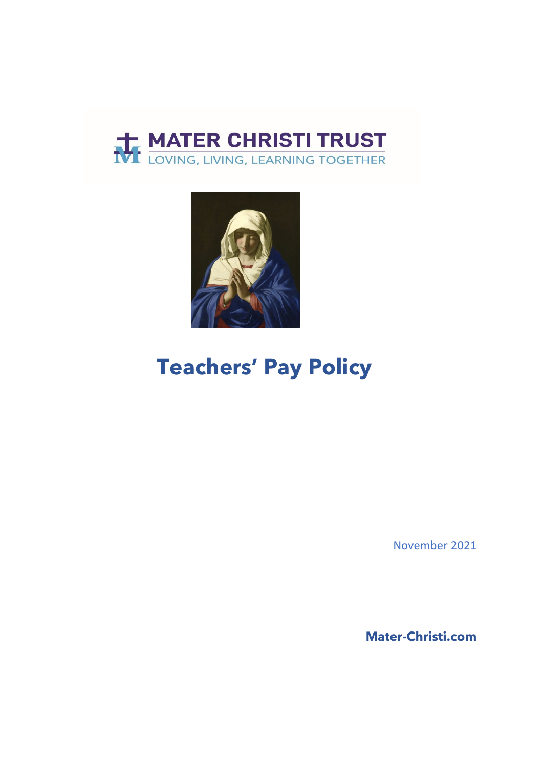MATER CHRISTI TRUST

LOVING, LIVING, LEARNING TOGETHER

# Teachers' Pay Policy

November 2021

**Mater-Christi.com**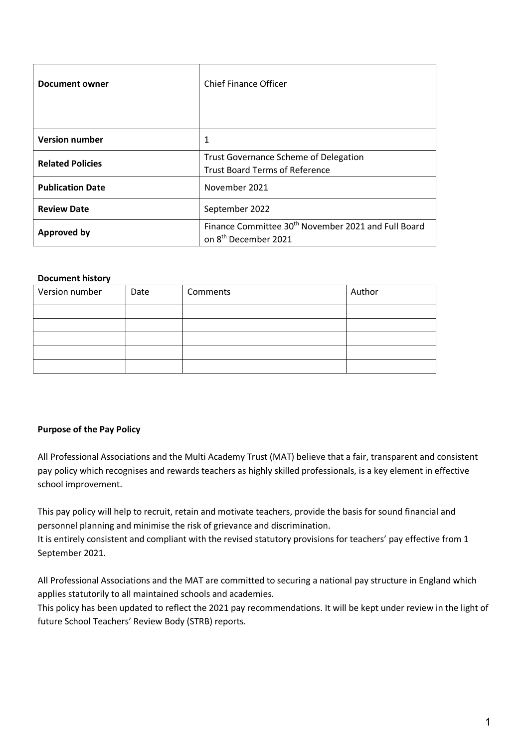| Document owner | Chief Finance Officer |
| --- | --- |
| **Version number** | 1 |
| **Related Policies** | Trust Governance Scheme of Delegation<br>Trust Board Terms of Reference |
| **Publication Date** | November 2021 |
| **Review Date** | September 2022 |
| **Approved by** | Finance Committee 30th November 2021 and Full Board on 8th December 2021 |

**Document history**

| Version number | Date | Comments | Author |
| --- | --- | --- | --- |
| | | | |
| | | | |
| | | | |
| | | | |
| | | | |

**Purpose of the Pay Policy**

All Professional Associations and the Multi Academy Trust (MAT) believe that a fair, transparent and consistent pay policy which recognises and rewards teachers as highly skilled professionals, is a key element in effective school improvement.

This pay policy will help to recruit, retain and motivate teachers, provide the basis for sound financial and personnel planning and minimise the risk of grievance and discrimination.
It is entirely consistent and compliant with the revised statutory provisions for teachers' pay effective from 1 September 2021.

All Professional Associations and the MAT are committed to securing a national pay structure in England which applies statutorily to all maintained schools and academies.
This policy has been updated to reflect the 2021 pay recommendations. It will be kept under review in the light of future School Teachers' Review Body (STRB) reports.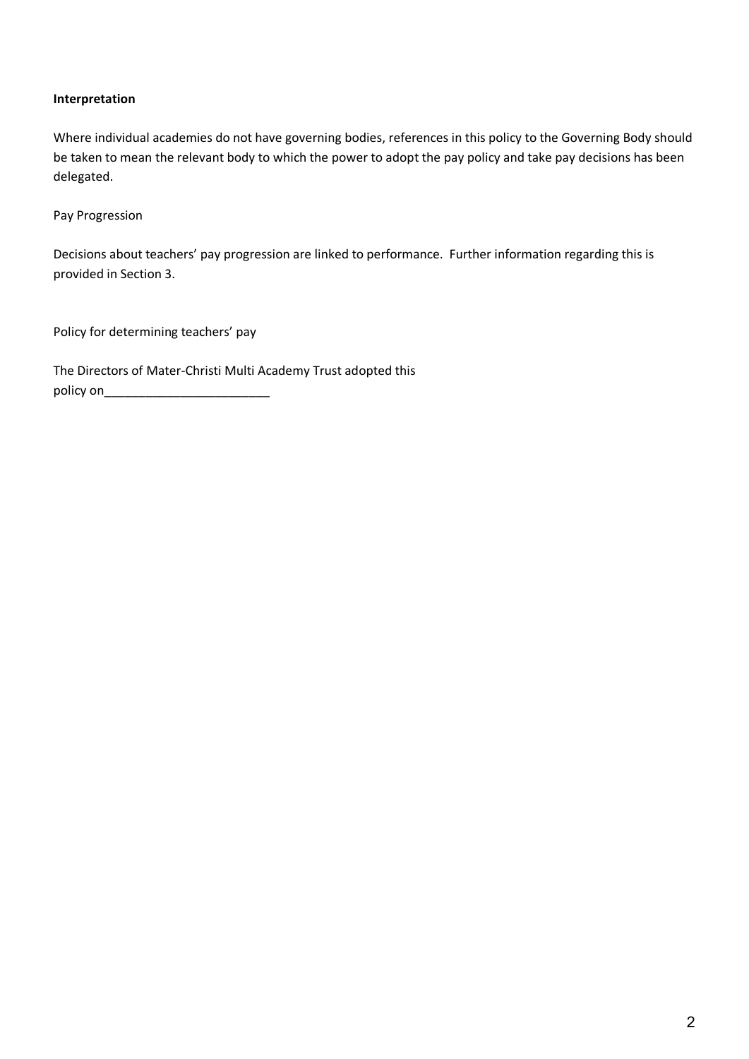**Interpretation**

Where individual academies do not have governing bodies, references in this policy to the Governing Body should be taken to mean the relevant body to which the power to adopt the pay policy and take pay decisions has been delegated.

Pay Progression

Decisions about teachers' pay progression are linked to performance. Further information regarding this is provided in Section 3.

Policy for determining teachers' pay

The Directors of Mater-Christi Multi Academy Trust adopted this policy on________________________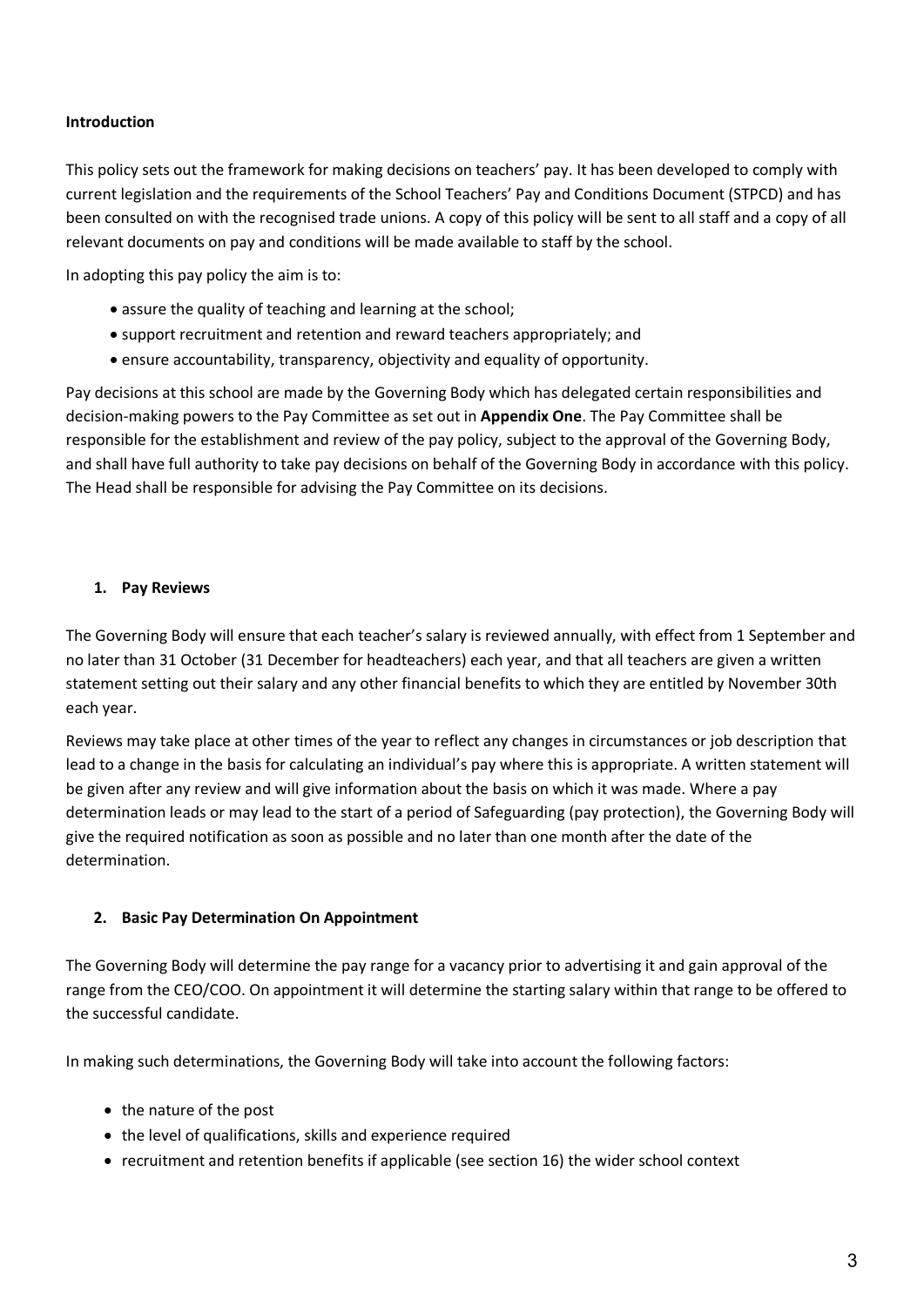**Introduction**

This policy sets out the framework for making decisions on teachers' pay. It has been developed to comply with current legislation and the requirements of the School Teachers' Pay and Conditions Document (STPCD) and has been consulted on with the recognised trade unions. A copy of this policy will be sent to all staff and a copy of all relevant documents on pay and conditions will be made available to staff by the school.

In adopting this pay policy the aim is to:

- assure the quality of teaching and learning at the school;
- support recruitment and retention and reward teachers appropriately; and
- ensure accountability, transparency, objectivity and equality of opportunity.

Pay decisions at this school are made by the Governing Body which has delegated certain responsibilities and decision-making powers to the Pay Committee as set out in **Appendix One**. The Pay Committee shall be responsible for the establishment and review of the pay policy, subject to the approval of the Governing Body, and shall have full authority to take pay decisions on behalf of the Governing Body in accordance with this policy. The Head shall be responsible for advising the Pay Committee on its decisions.

**1. Pay Reviews**

The Governing Body will ensure that each teacher's salary is reviewed annually, with effect from 1 September and no later than 31 October (31 December for headteachers) each year, and that all teachers are given a written statement setting out their salary and any other financial benefits to which they are entitled by November 30th each year.

Reviews may take place at other times of the year to reflect any changes in circumstances or job description that lead to a change in the basis for calculating an individual's pay where this is appropriate. A written statement will be given after any review and will give information about the basis on which it was made. Where a pay determination leads or may lead to the start of a period of Safeguarding (pay protection), the Governing Body will give the required notification as soon as possible and no later than one month after the date of the determination.

**2. Basic Pay Determination On Appointment**

The Governing Body will determine the pay range for a vacancy prior to advertising it and gain approval of the range from the CEO/COO. On appointment it will determine the starting salary within that range to be offered to the successful candidate.

In making such determinations, the Governing Body will take into account the following factors:

- the nature of the post
- the level of qualifications, skills and experience required
- recruitment and retention benefits if applicable (see section 16) the wider school context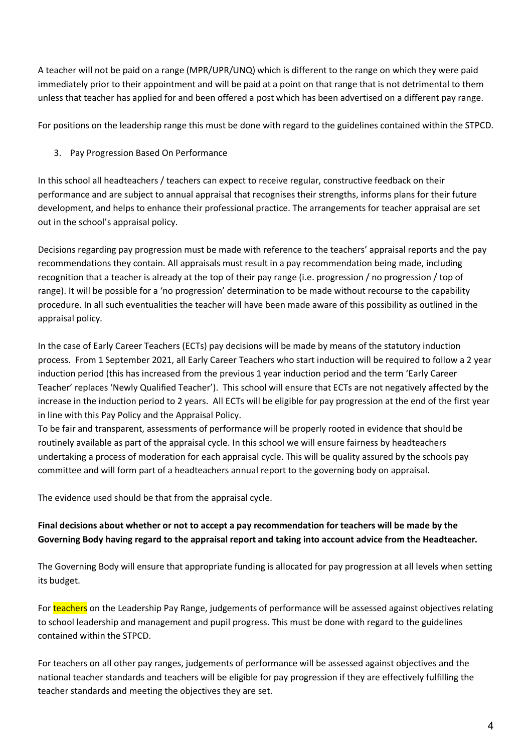A teacher will not be paid on a range (MPR/UPR/UNQ) which is different to the range on which they were paid immediately prior to their appointment and will be paid at a point on that range that is not detrimental to them unless that teacher has applied for and been offered a post which has been advertised on a different pay range.

For positions on the leadership range this must be done with regard to the guidelines contained within the STPCD.

3. Pay Progression Based On Performance

In this school all headteachers / teachers can expect to receive regular, constructive feedback on their performance and are subject to annual appraisal that recognises their strengths, informs plans for their future development, and helps to enhance their professional practice. The arrangements for teacher appraisal are set out in the school's appraisal policy.

Decisions regarding pay progression must be made with reference to the teachers' appraisal reports and the pay recommendations they contain. All appraisals must result in a pay recommendation being made, including recognition that a teacher is already at the top of their pay range (i.e. progression / no progression / top of range). It will be possible for a 'no progression' determination to be made without recourse to the capability procedure. In all such eventualities the teacher will have been made aware of this possibility as outlined in the appraisal policy.

In the case of Early Career Teachers (ECTs) pay decisions will be made by means of the statutory induction process. From 1 September 2021, all Early Career Teachers who start induction will be required to follow a 2 year induction period (this has increased from the previous 1 year induction period and the term 'Early Career Teacher' replaces 'Newly Qualified Teacher'). This school will ensure that ECTs are not negatively affected by the increase in the induction period to 2 years. All ECTs will be eligible for pay progression at the end of the first year in line with this Pay Policy and the Appraisal Policy.
To be fair and transparent, assessments of performance will be properly rooted in evidence that should be routinely available as part of the appraisal cycle. In this school we will ensure fairness by headteachers undertaking a process of moderation for each appraisal cycle. This will be quality assured by the schools pay committee and will form part of a headteachers annual report to the governing body on appraisal.

The evidence used should be that from the appraisal cycle.

**Final decisions about whether or not to accept a pay recommendation for teachers will be made by the Governing Body having regard to the appraisal report and taking into account advice from the Headteacher.**

The Governing Body will ensure that appropriate funding is allocated for pay progression at all levels when setting its budget.

For teachers on the Leadership Pay Range, judgements of performance will be assessed against objectives relating to school leadership and management and pupil progress. This must be done with regard to the guidelines contained within the STPCD.

For teachers on all other pay ranges, judgements of performance will be assessed against objectives and the national teacher standards and teachers will be eligible for pay progression if they are effectively fulfilling the teacher standards and meeting the objectives they are set.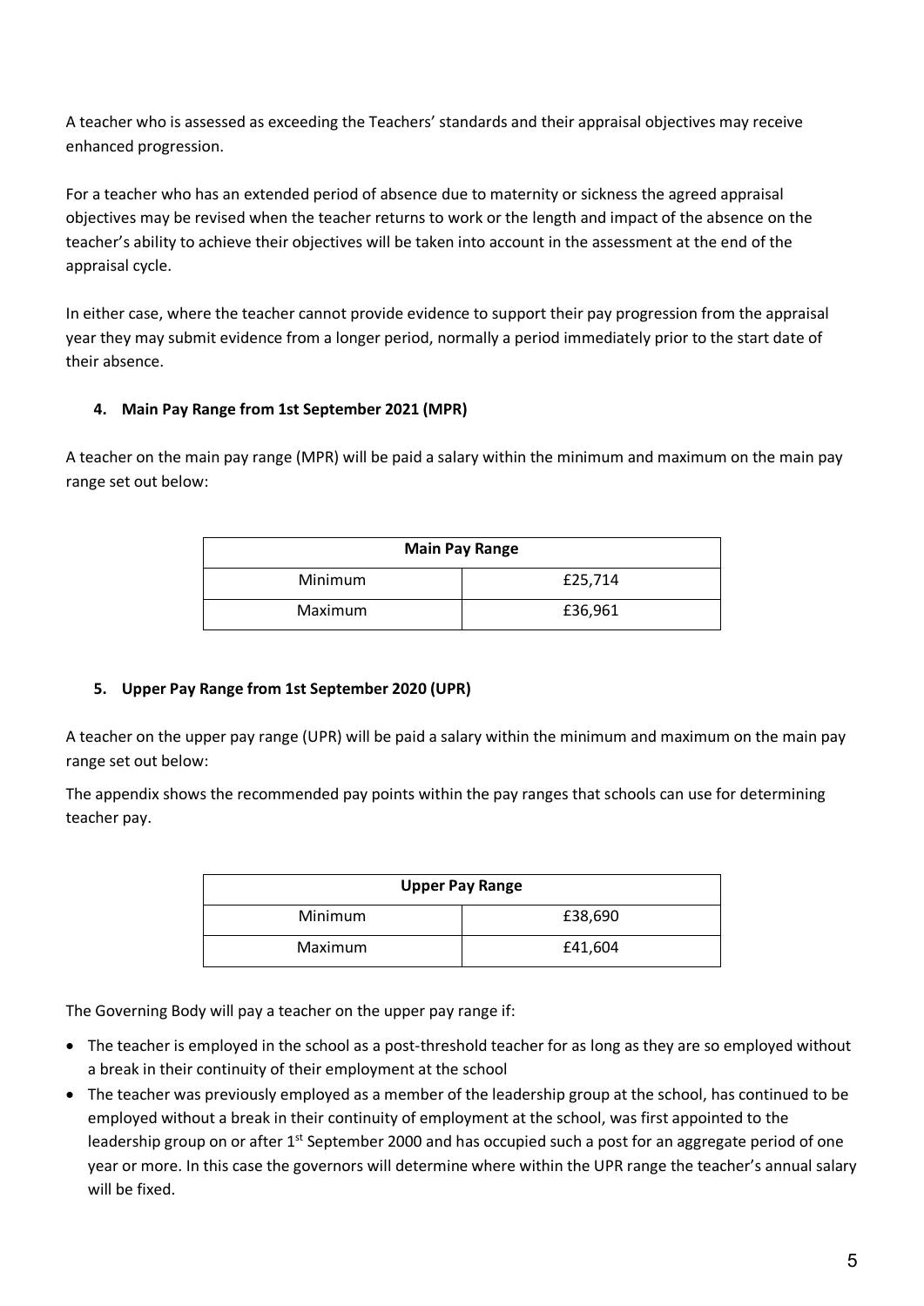A teacher who is assessed as exceeding the Teachers' standards and their appraisal objectives may receive enhanced progression.

For a teacher who has an extended period of absence due to maternity or sickness the agreed appraisal objectives may be revised when the teacher returns to work or the length and impact of the absence on the teacher's ability to achieve their objectives will be taken into account in the assessment at the end of the appraisal cycle.

In either case, where the teacher cannot provide evidence to support their pay progression from the appraisal year they may submit evidence from a longer period, normally a period immediately prior to the start date of their absence.

#### 4. Main Pay Range from 1st September 2021 (MPR)

A teacher on the main pay range (MPR) will be paid a salary within the minimum and maximum on the main pay range set out below:

| Main Pay Range | |
|---|---|
| Minimum | £25,714 |
| Maximum | £36,961 |

#### 5. Upper Pay Range from 1st September 2020 (UPR)

A teacher on the upper pay range (UPR) will be paid a salary within the minimum and maximum on the main pay range set out below:

The appendix shows the recommended pay points within the pay ranges that schools can use for determining teacher pay.

| Upper Pay Range | |
|---|---|
| Minimum | £38,690 |
| Maximum | £41,604 |

The Governing Body will pay a teacher on the upper pay range if:

- The teacher is employed in the school as a post-threshold teacher for as long as they are so employed without a break in their continuity of their employment at the school
- The teacher was previously employed as a member of the leadership group at the school, has continued to be employed without a break in their continuity of employment at the school, was first appointed to the leadership group on or after 1st September 2000 and has occupied such a post for an aggregate period of one year or more. In this case the governors will determine where within the UPR range the teacher's annual salary will be fixed.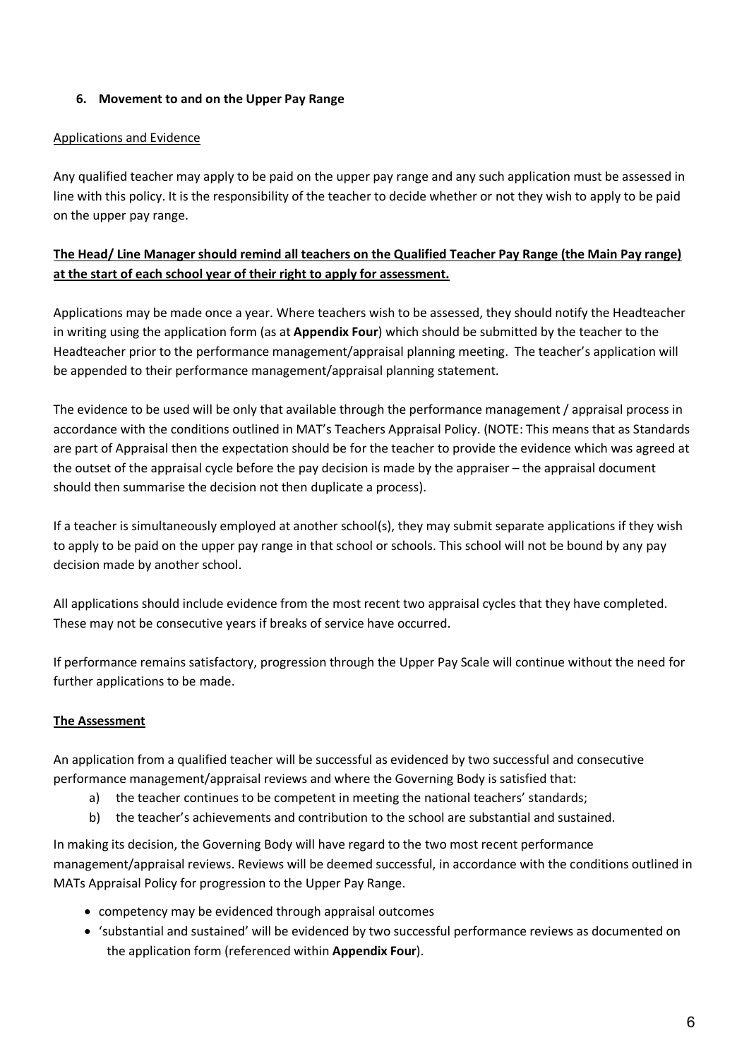## 6. Movement to and on the Upper Pay Range

Applications and Evidence

Any qualified teacher may apply to be paid on the upper pay range and any such application must be assessed in line with this policy. It is the responsibility of the teacher to decide whether or not they wish to apply to be paid on the upper pay range.

**The Head/ Line Manager should remind all teachers on the Qualified Teacher Pay Range (the Main Pay range) at the start of each school year of their right to apply for assessment.**

Applications may be made once a year. Where teachers wish to be assessed, they should notify the Headteacher in writing using the application form (as at **Appendix Four**) which should be submitted by the teacher to the Headteacher prior to the performance management/appraisal planning meeting. The teacher's application will be appended to their performance management/appraisal planning statement.

The evidence to be used will be only that available through the performance management / appraisal process in accordance with the conditions outlined in MAT's Teachers Appraisal Policy. (NOTE: This means that as Standards are part of Appraisal then the expectation should be for the teacher to provide the evidence which was agreed at the outset of the appraisal cycle before the pay decision is made by the appraiser – the appraisal document should then summarise the decision not then duplicate a process).

If a teacher is simultaneously employed at another school(s), they may submit separate applications if they wish to apply to be paid on the upper pay range in that school or schools. This school will not be bound by any pay decision made by another school.

All applications should include evidence from the most recent two appraisal cycles that they have completed. These may not be consecutive years if breaks of service have occurred.

If performance remains satisfactory, progression through the Upper Pay Scale will continue without the need for further applications to be made.

**The Assessment**

An application from a qualified teacher will be successful as evidenced by two successful and consecutive performance management/appraisal reviews and where the Governing Body is satisfied that:

a) the teacher continues to be competent in meeting the national teachers' standards;
b) the teacher's achievements and contribution to the school are substantial and sustained.

In making its decision, the Governing Body will have regard to the two most recent performance management/appraisal reviews. Reviews will be deemed successful, in accordance with the conditions outlined in MATs Appraisal Policy for progression to the Upper Pay Range.

- competency may be evidenced through appraisal outcomes
- 'substantial and sustained' will be evidenced by two successful performance reviews as documented on the application form (referenced within **Appendix Four**).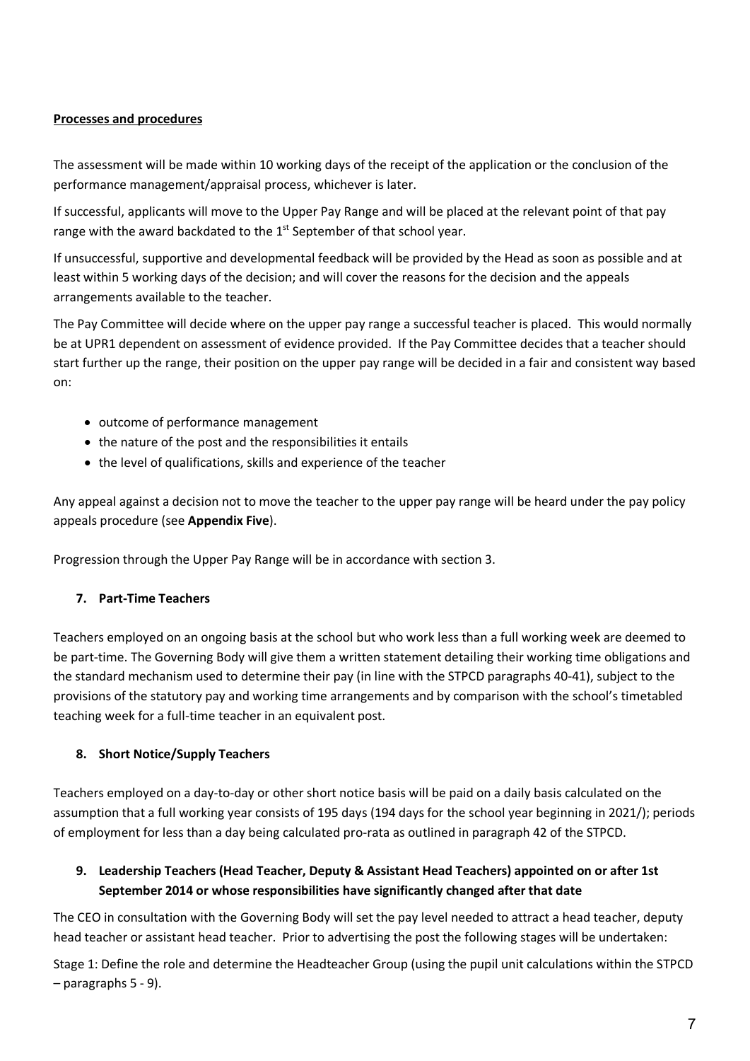**Processes and procedures**

The assessment will be made within 10 working days of the receipt of the application or the conclusion of the performance management/appraisal process, whichever is later.

If successful, applicants will move to the Upper Pay Range and will be placed at the relevant point of that pay range with the award backdated to the 1st September of that school year.

If unsuccessful, supportive and developmental feedback will be provided by the Head as soon as possible and at least within 5 working days of the decision; and will cover the reasons for the decision and the appeals arrangements available to the teacher.

The Pay Committee will decide where on the upper pay range a successful teacher is placed. This would normally be at UPR1 dependent on assessment of evidence provided. If the Pay Committee decides that a teacher should start further up the range, their position on the upper pay range will be decided in a fair and consistent way based on:

- outcome of performance management
- the nature of the post and the responsibilities it entails
- the level of qualifications, skills and experience of the teacher

Any appeal against a decision not to move the teacher to the upper pay range will be heard under the pay policy appeals procedure (see **Appendix Five**).

Progression through the Upper Pay Range will be in accordance with section 3.

### 7. Part-Time Teachers

Teachers employed on an ongoing basis at the school but who work less than a full working week are deemed to be part-time. The Governing Body will give them a written statement detailing their working time obligations and the standard mechanism used to determine their pay (in line with the STPCD paragraphs 40-41), subject to the provisions of the statutory pay and working time arrangements and by comparison with the school's timetabled teaching week for a full-time teacher in an equivalent post.

### 8. Short Notice/Supply Teachers

Teachers employed on a day-to-day or other short notice basis will be paid on a daily basis calculated on the assumption that a full working year consists of 195 days (194 days for the school year beginning in 2021/); periods of employment for less than a day being calculated pro-rata as outlined in paragraph 42 of the STPCD.

### 9. Leadership Teachers (Head Teacher, Deputy & Assistant Head Teachers) appointed on or after 1st September 2014 or whose responsibilities have significantly changed after that date

The CEO in consultation with the Governing Body will set the pay level needed to attract a head teacher, deputy head teacher or assistant head teacher. Prior to advertising the post the following stages will be undertaken:

Stage 1: Define the role and determine the Headteacher Group (using the pupil unit calculations within the STPCD – paragraphs 5 - 9).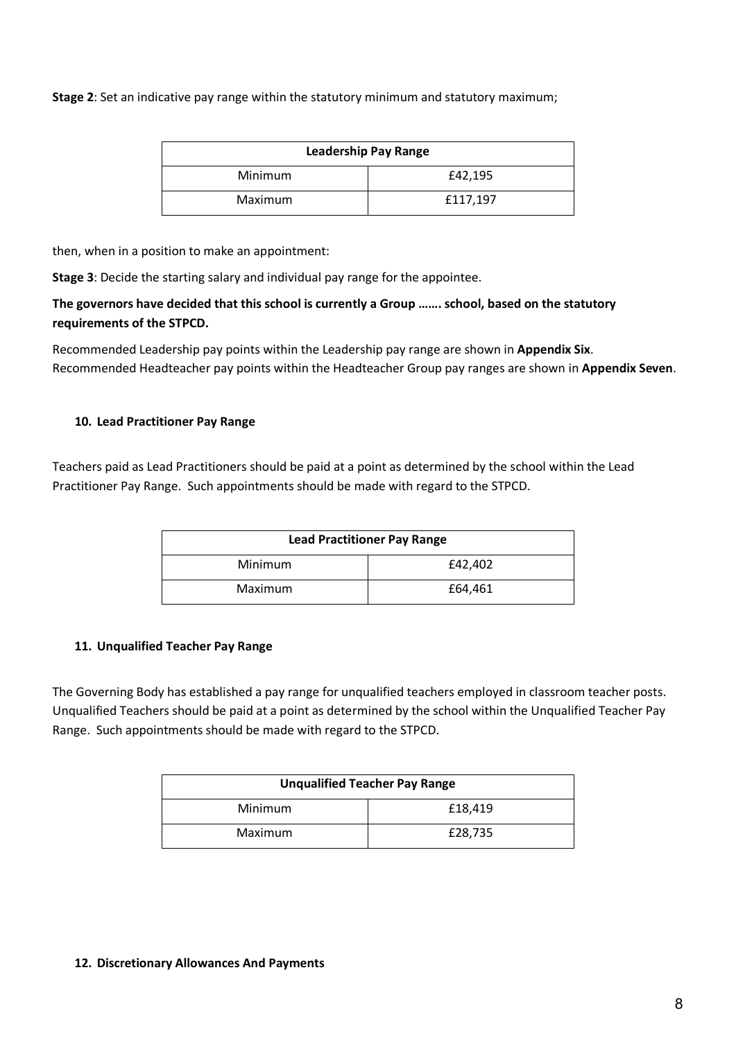**Stage 2**: Set an indicative pay range within the statutory minimum and statutory maximum;

| Leadership Pay Range | |
|---|---|
| Minimum | £42,195 |
| Maximum | £117,197 |

then, when in a position to make an appointment:

**Stage 3**: Decide the starting salary and individual pay range for the appointee.

**The governors have decided that this school is currently a Group ……. school, based on the statutory requirements of the STPCD.**

Recommended Leadership pay points within the Leadership pay range are shown in **Appendix Six**.
Recommended Headteacher pay points within the Headteacher Group pay ranges are shown in **Appendix Seven**.

#### 10. Lead Practitioner Pay Range

Teachers paid as Lead Practitioners should be paid at a point as determined by the school within the Lead Practitioner Pay Range. Such appointments should be made with regard to the STPCD.

| Lead Practitioner Pay Range | |
|---|---|
| Minimum | £42,402 |
| Maximum | £64,461 |

#### 11. Unqualified Teacher Pay Range

The Governing Body has established a pay range for unqualified teachers employed in classroom teacher posts. Unqualified Teachers should be paid at a point as determined by the school within the Unqualified Teacher Pay Range. Such appointments should be made with regard to the STPCD.

| Unqualified Teacher Pay Range | |
|---|---|
| Minimum | £18,419 |
| Maximum | £28,735 |

#### 12. Discretionary Allowances And Payments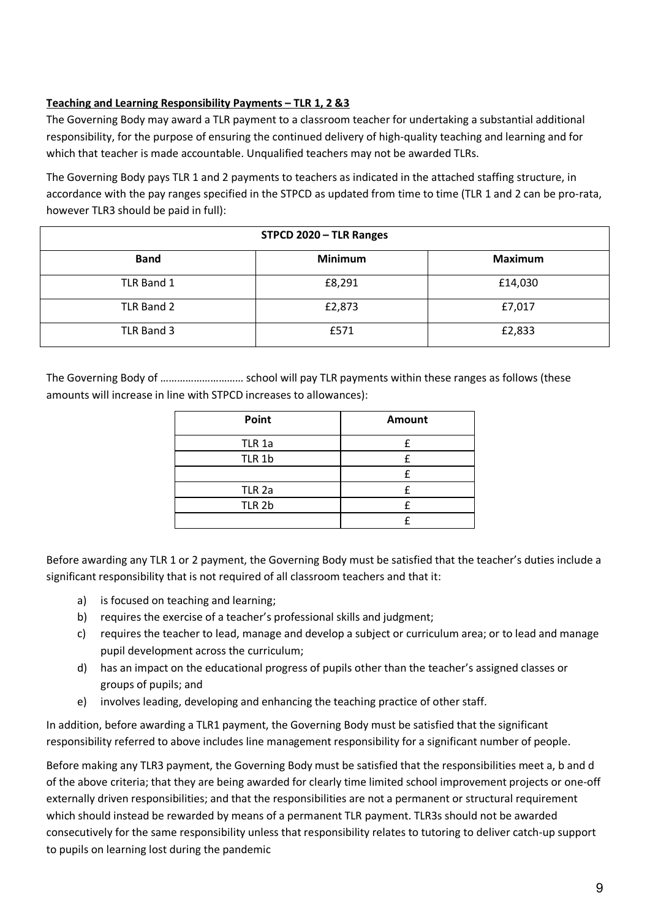**Teaching and Learning Responsibility Payments – TLR 1, 2 &3**

The Governing Body may award a TLR payment to a classroom teacher for undertaking a substantial additional responsibility, for the purpose of ensuring the continued delivery of high-quality teaching and learning and for which that teacher is made accountable. Unqualified teachers may not be awarded TLRs.

The Governing Body pays TLR 1 and 2 payments to teachers as indicated in the attached staffing structure, in accordance with the pay ranges specified in the STPCD as updated from time to time (TLR 1 and 2 can be pro-rata, however TLR3 should be paid in full):

| STPCD 2020 – TLR Ranges | | |
|---|---|---|
| **Band** | **Minimum** | **Maximum** |
| TLR Band 1 | £8,291 | £14,030 |
| TLR Band 2 | £2,873 | £7,017 |
| TLR Band 3 | £571 | £2,833 |

The Governing Body of ……………………….. school will pay TLR payments within these ranges as follows (these amounts will increase in line with STPCD increases to allowances):

| Point | Amount |
|---|---|
| TLR 1a | £ |
| TLR 1b | £ |
| | £ |
| TLR 2a | £ |
| TLR 2b | £ |
| | £ |

Before awarding any TLR 1 or 2 payment, the Governing Body must be satisfied that the teacher's duties include a significant responsibility that is not required of all classroom teachers and that it:

a) is focused on teaching and learning;
b) requires the exercise of a teacher's professional skills and judgment;
c) requires the teacher to lead, manage and develop a subject or curriculum area; or to lead and manage pupil development across the curriculum;
d) has an impact on the educational progress of pupils other than the teacher's assigned classes or groups of pupils; and
e) involves leading, developing and enhancing the teaching practice of other staff.

In addition, before awarding a TLR1 payment, the Governing Body must be satisfied that the significant responsibility referred to above includes line management responsibility for a significant number of people.

Before making any TLR3 payment, the Governing Body must be satisfied that the responsibilities meet a, b and d of the above criteria; that they are being awarded for clearly time limited school improvement projects or one-off externally driven responsibilities; and that the responsibilities are not a permanent or structural requirement which should instead be rewarded by means of a permanent TLR payment. TLR3s should not be awarded consecutively for the same responsibility unless that responsibility relates to tutoring to deliver catch-up support to pupils on learning lost during the pandemic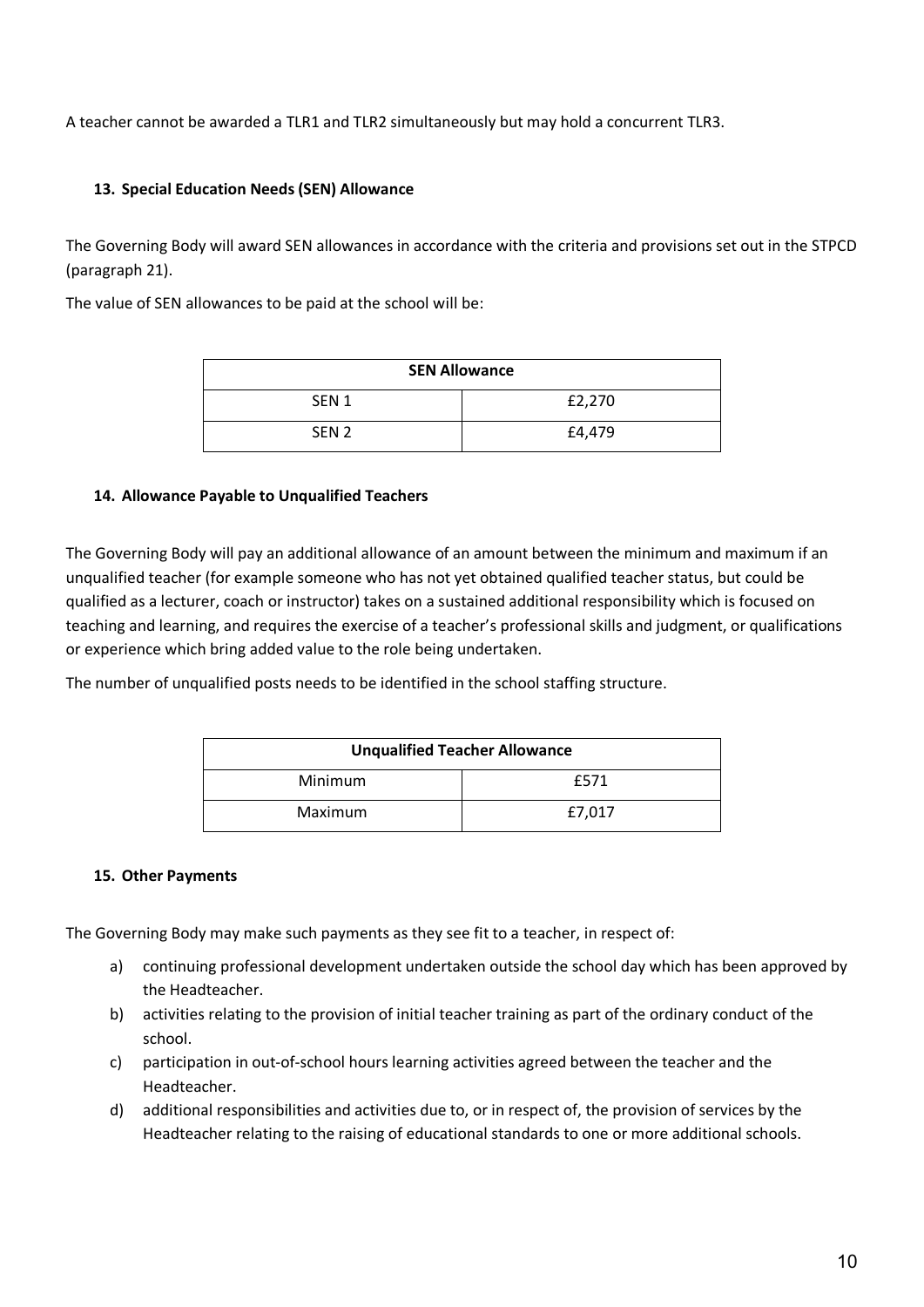A teacher cannot be awarded a TLR1 and TLR2 simultaneously but may hold a concurrent TLR3.

### 13. Special Education Needs (SEN) Allowance

The Governing Body will award SEN allowances in accordance with the criteria and provisions set out in the STPCD (paragraph 21).

The value of SEN allowances to be paid at the school will be:

| SEN Allowance | |
|---|---|
| SEN 1 | £2,270 |
| SEN 2 | £4,479 |

### 14. Allowance Payable to Unqualified Teachers

The Governing Body will pay an additional allowance of an amount between the minimum and maximum if an unqualified teacher (for example someone who has not yet obtained qualified teacher status, but could be qualified as a lecturer, coach or instructor) takes on a sustained additional responsibility which is focused on teaching and learning, and requires the exercise of a teacher's professional skills and judgment, or qualifications or experience which bring added value to the role being undertaken.

The number of unqualified posts needs to be identified in the school staffing structure.

| Unqualified Teacher Allowance | |
|---|---|
| Minimum | £571 |
| Maximum | £7,017 |

### 15. Other Payments

The Governing Body may make such payments as they see fit to a teacher, in respect of:

a) continuing professional development undertaken outside the school day which has been approved by the Headteacher.
b) activities relating to the provision of initial teacher training as part of the ordinary conduct of the school.
c) participation in out-of-school hours learning activities agreed between the teacher and the Headteacher.
d) additional responsibilities and activities due to, or in respect of, the provision of services by the Headteacher relating to the raising of educational standards to one or more additional schools.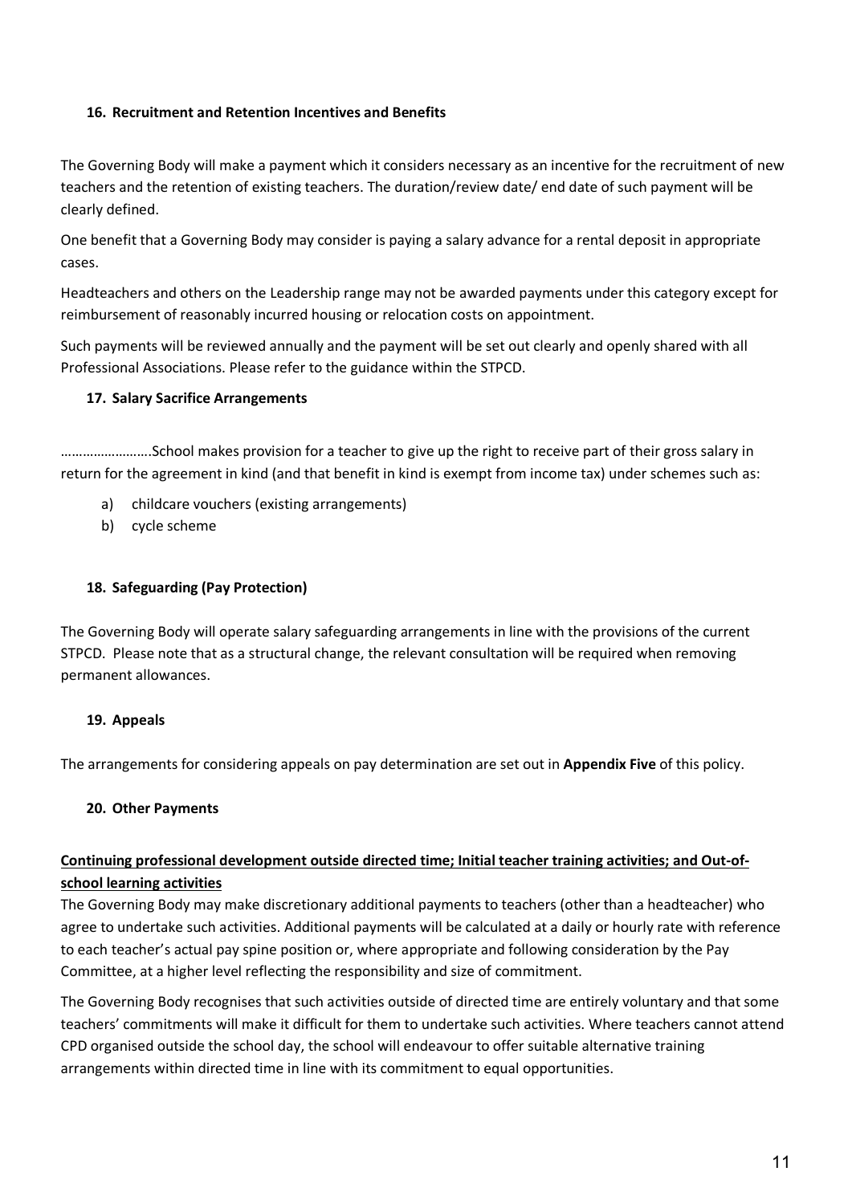#### 16. Recruitment and Retention Incentives and Benefits

The Governing Body will make a payment which it considers necessary as an incentive for the recruitment of new teachers and the retention of existing teachers. The duration/review date/ end date of such payment will be clearly defined.

One benefit that a Governing Body may consider is paying a salary advance for a rental deposit in appropriate cases.

Headteachers and others on the Leadership range may not be awarded payments under this category except for reimbursement of reasonably incurred housing or relocation costs on appointment.

Such payments will be reviewed annually and the payment will be set out clearly and openly shared with all Professional Associations. Please refer to the guidance within the STPCD.

#### 17. Salary Sacrifice Arrangements

…………………….School makes provision for a teacher to give up the right to receive part of their gross salary in return for the agreement in kind (and that benefit in kind is exempt from income tax) under schemes such as:

a) childcare vouchers (existing arrangements)
b) cycle scheme

#### 18. Safeguarding (Pay Protection)

The Governing Body will operate salary safeguarding arrangements in line with the provisions of the current STPCD. Please note that as a structural change, the relevant consultation will be required when removing permanent allowances.

#### 19. Appeals

The arrangements for considering appeals on pay determination are set out in **Appendix Five** of this policy.

#### 20. Other Payments

**Continuing professional development outside directed time; Initial teacher training activities; and Out-of-school learning activities**

The Governing Body may make discretionary additional payments to teachers (other than a headteacher) who agree to undertake such activities. Additional payments will be calculated at a daily or hourly rate with reference to each teacher's actual pay spine position or, where appropriate and following consideration by the Pay Committee, at a higher level reflecting the responsibility and size of commitment.

The Governing Body recognises that such activities outside of directed time are entirely voluntary and that some teachers' commitments will make it difficult for them to undertake such activities. Where teachers cannot attend CPD organised outside the school day, the school will endeavour to offer suitable alternative training arrangements within directed time in line with its commitment to equal opportunities.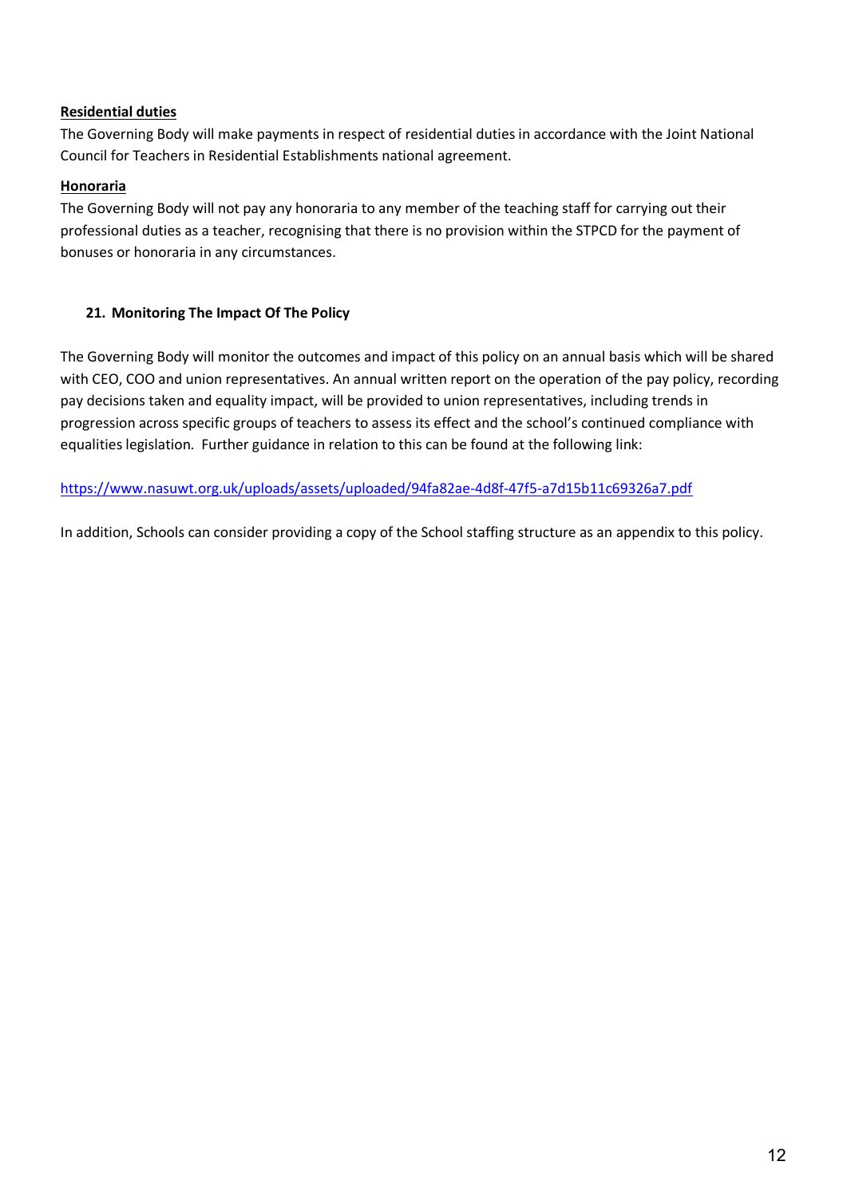**Residential duties**

The Governing Body will make payments in respect of residential duties in accordance with the Joint National Council for Teachers in Residential Establishments national agreement.

**Honoraria**

The Governing Body will not pay any honoraria to any member of the teaching staff for carrying out their professional duties as a teacher, recognising that there is no provision within the STPCD for the payment of bonuses or honoraria in any circumstances.

## 21. Monitoring The Impact Of The Policy

The Governing Body will monitor the outcomes and impact of this policy on an annual basis which will be shared with CEO, COO and union representatives. An annual written report on the operation of the pay policy, recording pay decisions taken and equality impact, will be provided to union representatives, including trends in progression across specific groups of teachers to assess its effect and the school's continued compliance with equalities legislation. Further guidance in relation to this can be found at the following link:

https://www.nasuwt.org.uk/uploads/assets/uploaded/94fa82ae-4d8f-47f5-a7d15b11c69326a7.pdf

In addition, Schools can consider providing a copy of the School staffing structure as an appendix to this policy.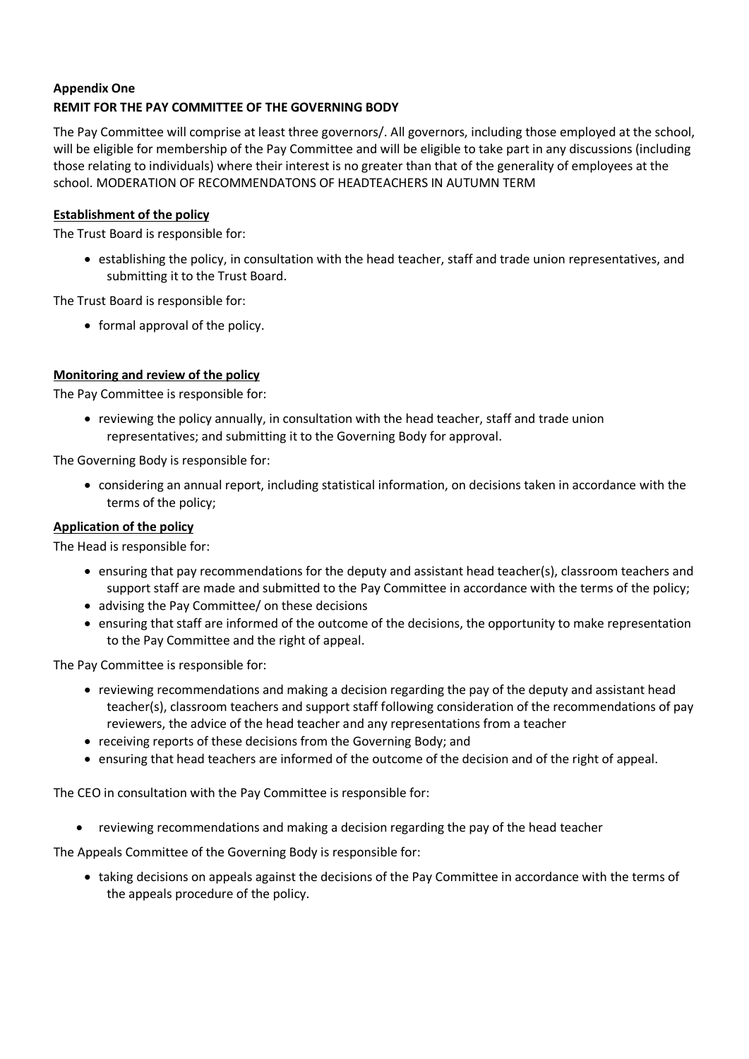**Appendix One**
**REMIT FOR THE PAY COMMITTEE OF THE GOVERNING BODY**

The Pay Committee will comprise at least three governors/. All governors, including those employed at the school, will be eligible for membership of the Pay Committee and will be eligible to take part in any discussions (including those relating to individuals) where their interest is no greater than that of the generality of employees at the school. MODERATION OF RECOMMENDATONS OF HEADTEACHERS IN AUTUMN TERM

**Establishment of the policy**

The Trust Board is responsible for:

- establishing the policy, in consultation with the head teacher, staff and trade union representatives, and submitting it to the Trust Board.

The Trust Board is responsible for:

- formal approval of the policy.

**Monitoring and review of the policy**

The Pay Committee is responsible for:

- reviewing the policy annually, in consultation with the head teacher, staff and trade union representatives; and submitting it to the Governing Body for approval.

The Governing Body is responsible for:

- considering an annual report, including statistical information, on decisions taken in accordance with the terms of the policy;

**Application of the policy**

The Head is responsible for:

- ensuring that pay recommendations for the deputy and assistant head teacher(s), classroom teachers and support staff are made and submitted to the Pay Committee in accordance with the terms of the policy;
- advising the Pay Committee/ on these decisions
- ensuring that staff are informed of the outcome of the decisions, the opportunity to make representation to the Pay Committee and the right of appeal.

The Pay Committee is responsible for:

- reviewing recommendations and making a decision regarding the pay of the deputy and assistant head teacher(s), classroom teachers and support staff following consideration of the recommendations of pay reviewers, the advice of the head teacher and any representations from a teacher
- receiving reports of these decisions from the Governing Body; and
- ensuring that head teachers are informed of the outcome of the decision and of the right of appeal.

The CEO in consultation with the Pay Committee is responsible for:

- reviewing recommendations and making a decision regarding the pay of the head teacher

The Appeals Committee of the Governing Body is responsible for:

- taking decisions on appeals against the decisions of the Pay Committee in accordance with the terms of the appeals procedure of the policy.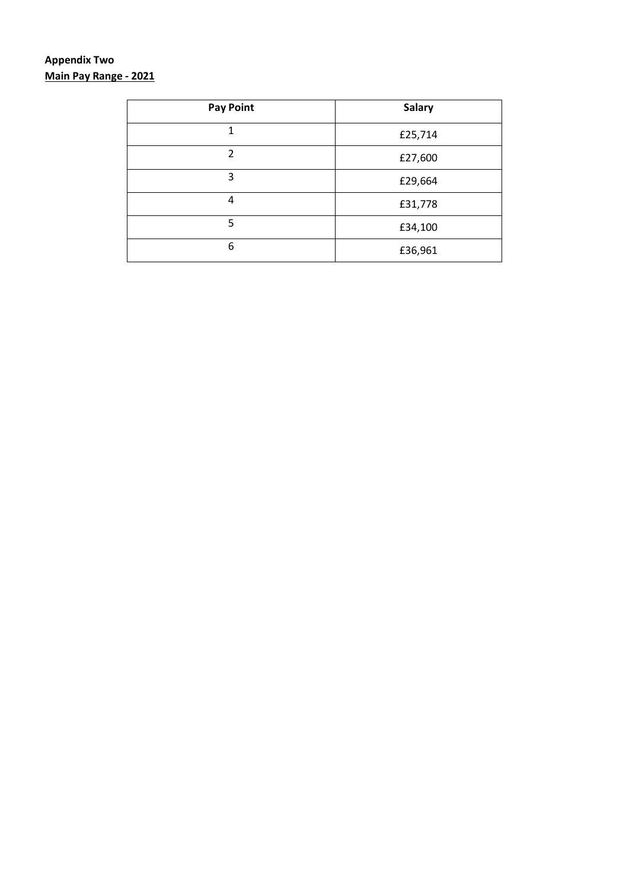**Appendix Two**

**Main Pay Range - 2021**

| Pay Point | Salary |
| --- | --- |
| 1 | £25,714 |
| 2 | £27,600 |
| 3 | £29,664 |
| 4 | £31,778 |
| 5 | £34,100 |
| 6 | £36,961 |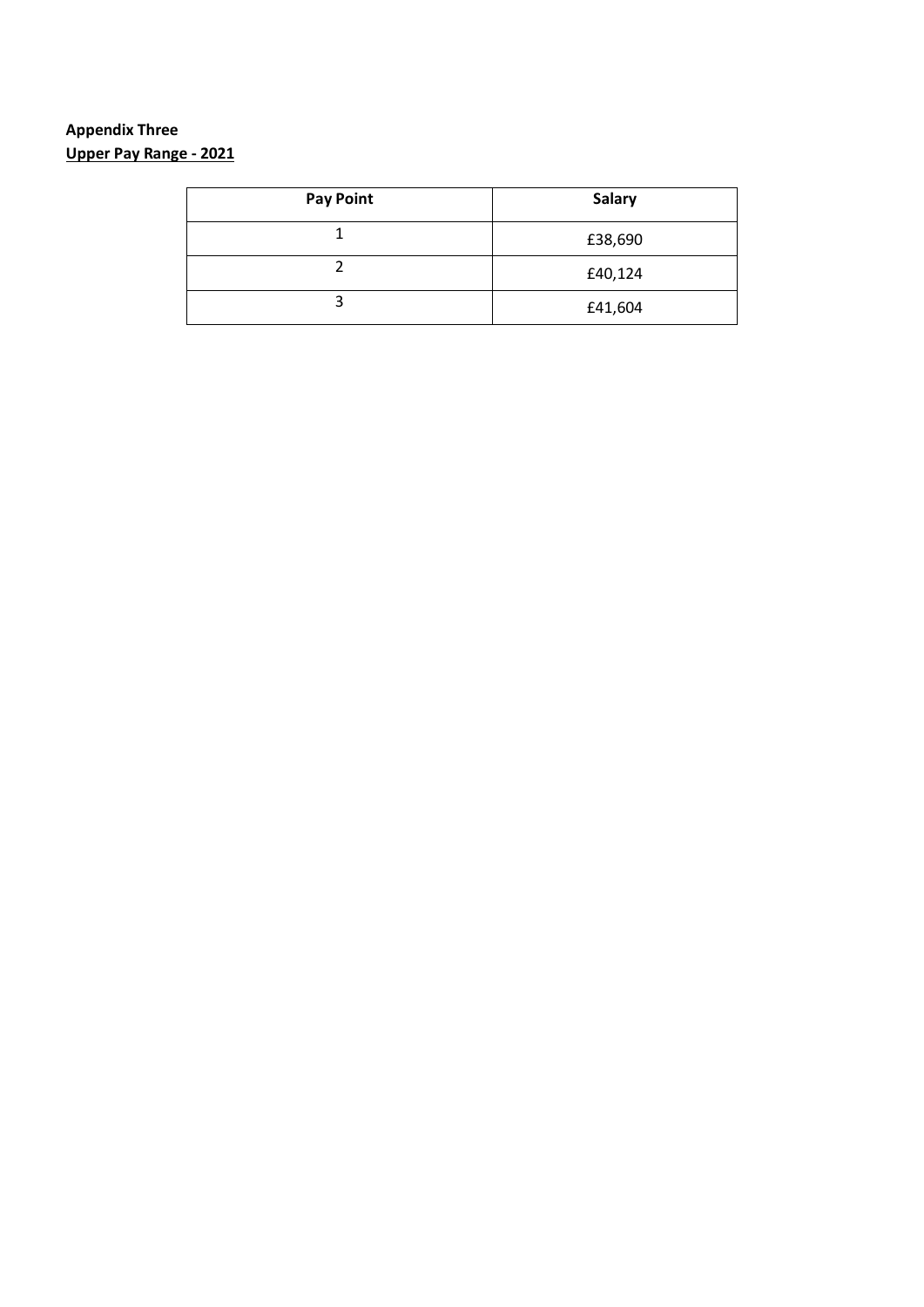**Appendix Three**

**Upper Pay Range - 2021**

| Pay Point | Salary |
|---|---|
| 1 | £38,690 |
| 2 | £40,124 |
| 3 | £41,604 |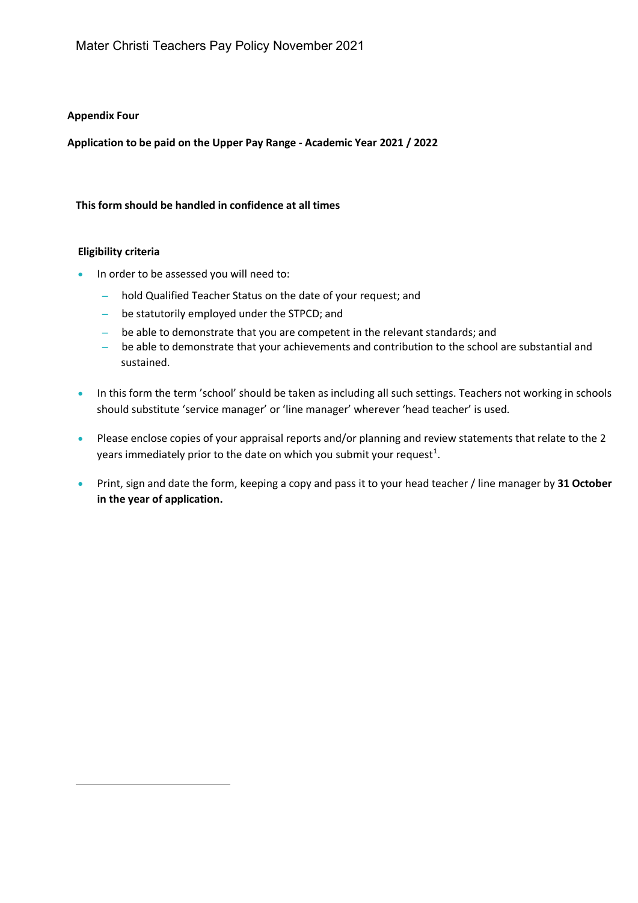**Appendix Four**

**Application to be paid on the Upper Pay Range - Academic Year 2021 / 2022**

**This form should be handled in confidence at all times**

**Eligibility criteria**

- In order to be assessed you will need to:
  - hold Qualified Teacher Status on the date of your request; and
  - be statutorily employed under the STPCD; and
  - be able to demonstrate that you are competent in the relevant standards; and
  - be able to demonstrate that your achievements and contribution to the school are substantial and sustained.
- In this form the term 'school' should be taken as including all such settings. Teachers not working in schools should substitute 'service manager' or 'line manager' wherever 'head teacher' is used.
- Please enclose copies of your appraisal reports and/or planning and review statements that relate to the 2 years immediately prior to the date on which you submit your request[1].
- Print, sign and date the form, keeping a copy and pass it to your head teacher / line manager by **31 October in the year of application.**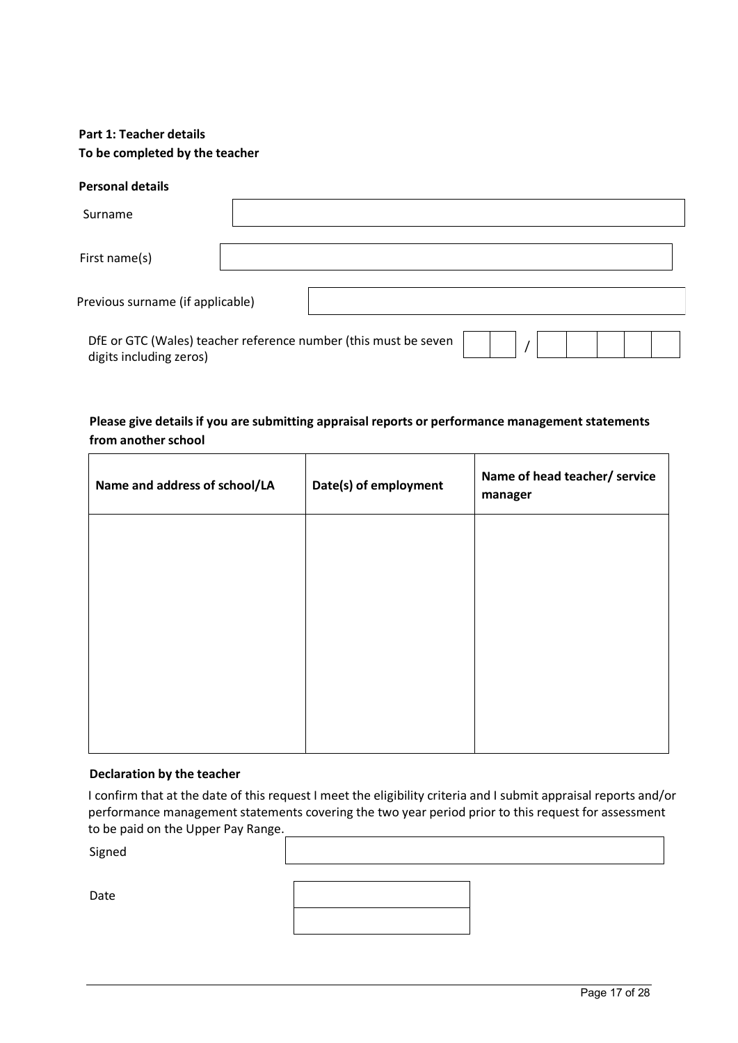**Part 1: Teacher details**
**To be completed by the teacher**

**Personal details**

Surname

First name(s)

Previous surname (if applicable)

DfE or GTC (Wales) teacher reference number (this must be seven digits including zeros) | | | / | | | | | |

**Please give details if you are submitting appraisal reports or performance management statements from another school**

| Name and address of school/LA | Date(s) of employment | Name of head teacher/ service manager |
|---|---|---|
| | | |

**Declaration by the teacher**

I confirm that at the date of this request I meet the eligibility criteria and I submit appraisal reports and/or performance management statements covering the two year period prior to this request for assessment to be paid on the Upper Pay Range.

Signed

Date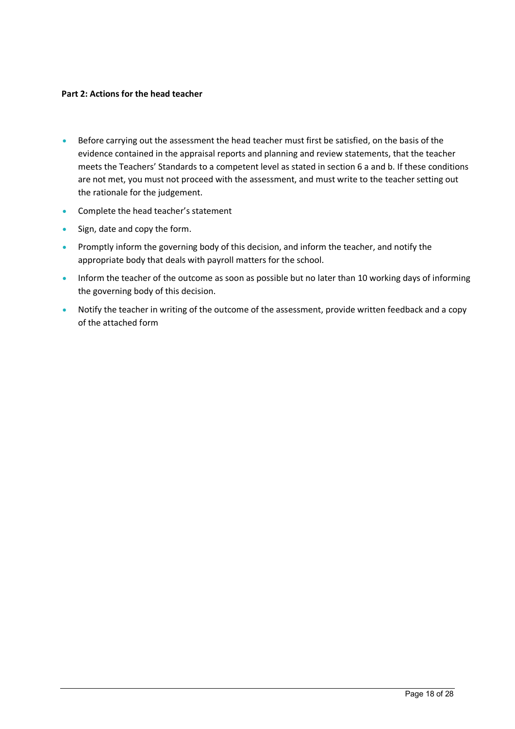**Part 2: Actions for the head teacher**

- Before carrying out the assessment the head teacher must first be satisfied, on the basis of the evidence contained in the appraisal reports and planning and review statements, that the teacher meets the Teachers' Standards to a competent level as stated in section 6 a and b. If these conditions are not met, you must not proceed with the assessment, and must write to the teacher setting out the rationale for the judgement.
- Complete the head teacher's statement
- Sign, date and copy the form.
- Promptly inform the governing body of this decision, and inform the teacher, and notify the appropriate body that deals with payroll matters for the school.
- Inform the teacher of the outcome as soon as possible but no later than 10 working days of informing the governing body of this decision.
- Notify the teacher in writing of the outcome of the assessment, provide written feedback and a copy of the attached form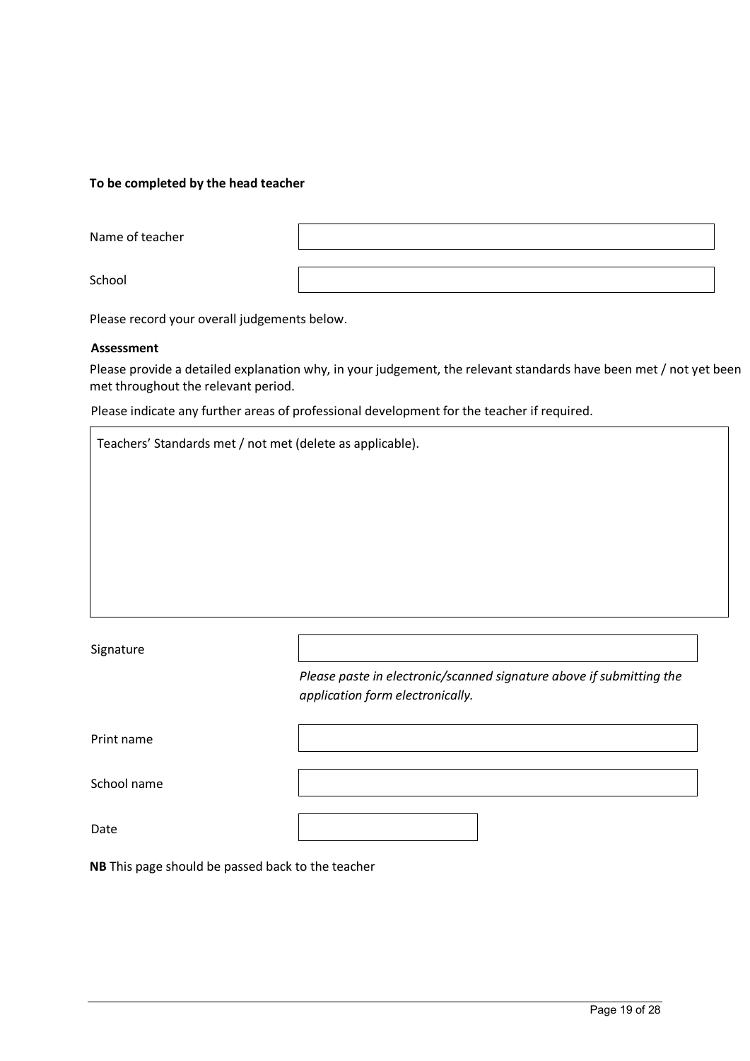**To be completed by the head teacher**

| | |
|---|---|
| Name of teacher | |
| School | |

Please record your overall judgements below.

**Assessment**

Please provide a detailed explanation why, in your judgement, the relevant standards have been met / not yet been met throughout the relevant period.

Please indicate any further areas of professional development for the teacher if required.

| Teachers' Standards met / not met (delete as applicable). |
|---|
| |

| | |
|---|---|
| Signature | |
| | *Please paste in electronic/scanned signature above if submitting the application form electronically.* |
| Print name | |
| School name | |
| Date | |

**NB** This page should be passed back to the teacher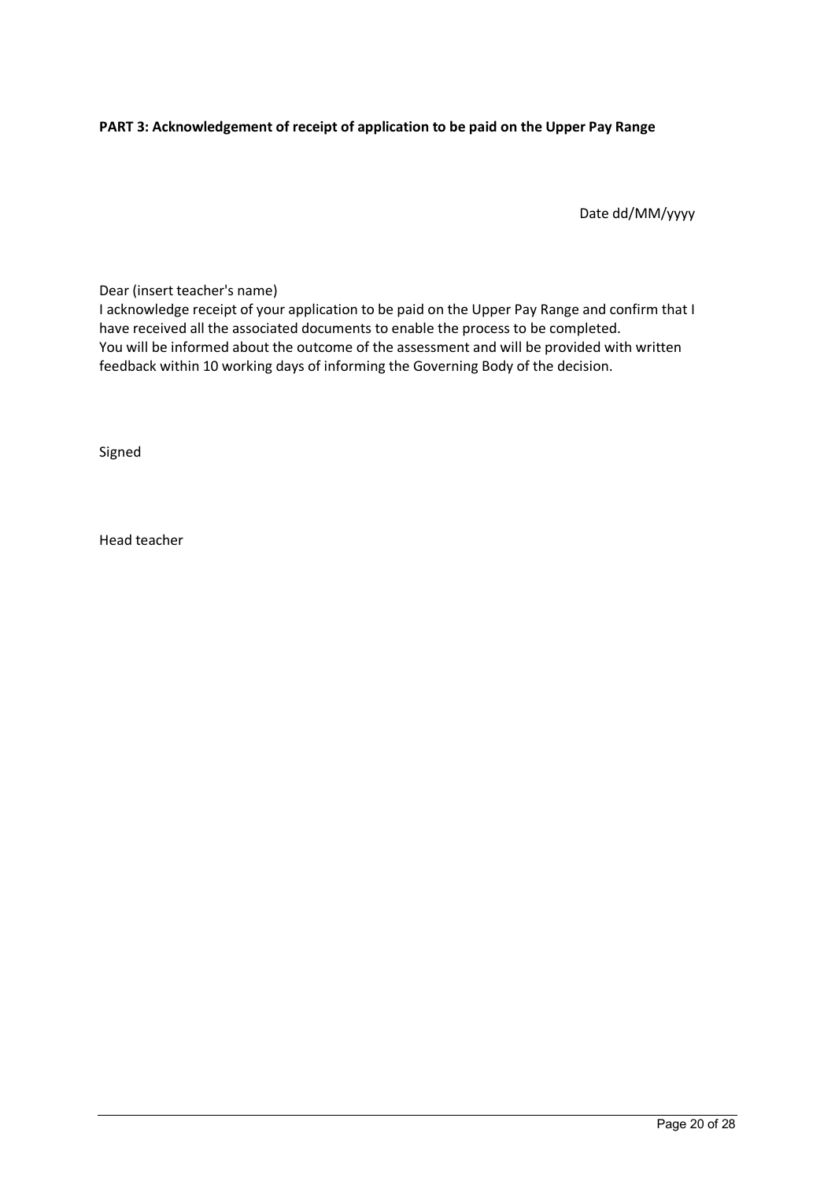**PART 3: Acknowledgement of receipt of application to be paid on the Upper Pay Range**

Date dd/MM/yyyy

Dear (insert teacher's name)
I acknowledge receipt of your application to be paid on the Upper Pay Range and confirm that I have received all the associated documents to enable the process to be completed.
You will be informed about the outcome of the assessment and will be provided with written feedback within 10 working days of informing the Governing Body of the decision.

Signed

Head teacher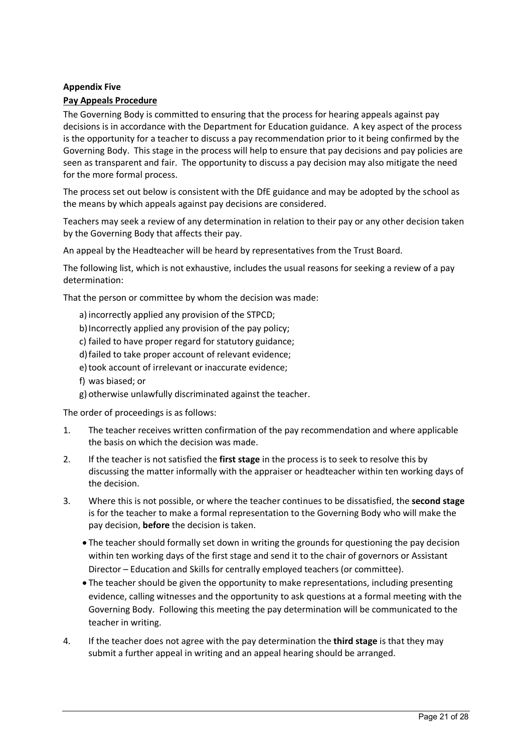**Appendix Five**

**Pay Appeals Procedure**

The Governing Body is committed to ensuring that the process for hearing appeals against pay decisions is in accordance with the Department for Education guidance. A key aspect of the process is the opportunity for a teacher to discuss a pay recommendation prior to it being confirmed by the Governing Body. This stage in the process will help to ensure that pay decisions and pay policies are seen as transparent and fair. The opportunity to discuss a pay decision may also mitigate the need for the more formal process.

The process set out below is consistent with the DfE guidance and may be adopted by the school as the means by which appeals against pay decisions are considered.

Teachers may seek a review of any determination in relation to their pay or any other decision taken by the Governing Body that affects their pay.

An appeal by the Headteacher will be heard by representatives from the Trust Board.

The following list, which is not exhaustive, includes the usual reasons for seeking a review of a pay determination:

That the person or committee by whom the decision was made:

a) incorrectly applied any provision of the STPCD;
b) Incorrectly applied any provision of the pay policy;
c) failed to have proper regard for statutory guidance;
d) failed to take proper account of relevant evidence;
e) took account of irrelevant or inaccurate evidence;
f) was biased; or
g) otherwise unlawfully discriminated against the teacher.

The order of proceedings is as follows:

1. The teacher receives written confirmation of the pay recommendation and where applicable the basis on which the decision was made.
2. If the teacher is not satisfied the **first stage** in the process is to seek to resolve this by discussing the matter informally with the appraiser or headteacher within ten working days of the decision.
3. Where this is not possible, or where the teacher continues to be dissatisfied, the **second stage** is for the teacher to make a formal representation to the Governing Body who will make the pay decision, **before** the decision is taken.
   - The teacher should formally set down in writing the grounds for questioning the pay decision within ten working days of the first stage and send it to the chair of governors or Assistant Director – Education and Skills for centrally employed teachers (or committee).
   - The teacher should be given the opportunity to make representations, including presenting evidence, calling witnesses and the opportunity to ask questions at a formal meeting with the Governing Body. Following this meeting the pay determination will be communicated to the teacher in writing.
4. If the teacher does not agree with the pay determination the **third stage** is that they may submit a further appeal in writing and an appeal hearing should be arranged.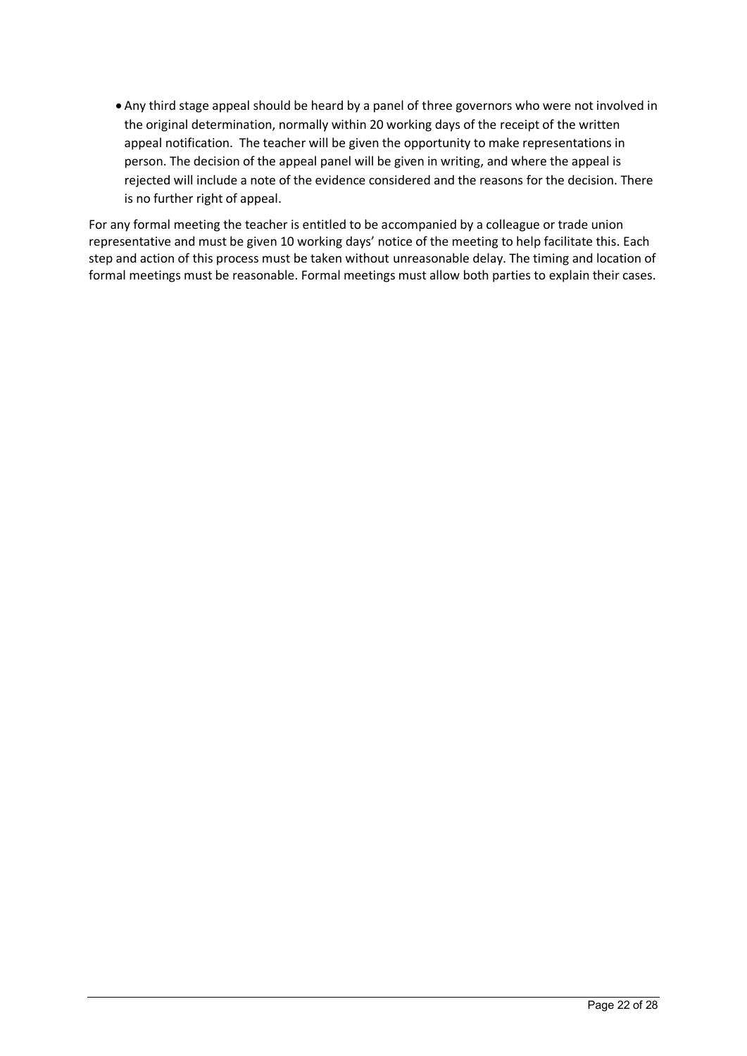- Any third stage appeal should be heard by a panel of three governors who were not involved in the original determination, normally within 20 working days of the receipt of the written appeal notification. The teacher will be given the opportunity to make representations in person. The decision of the appeal panel will be given in writing, and where the appeal is rejected will include a note of the evidence considered and the reasons for the decision. There is no further right of appeal.

For any formal meeting the teacher is entitled to be accompanied by a colleague or trade union representative and must be given 10 working days' notice of the meeting to help facilitate this. Each step and action of this process must be taken without unreasonable delay. The timing and location of formal meetings must be reasonable. Formal meetings must allow both parties to explain their cases.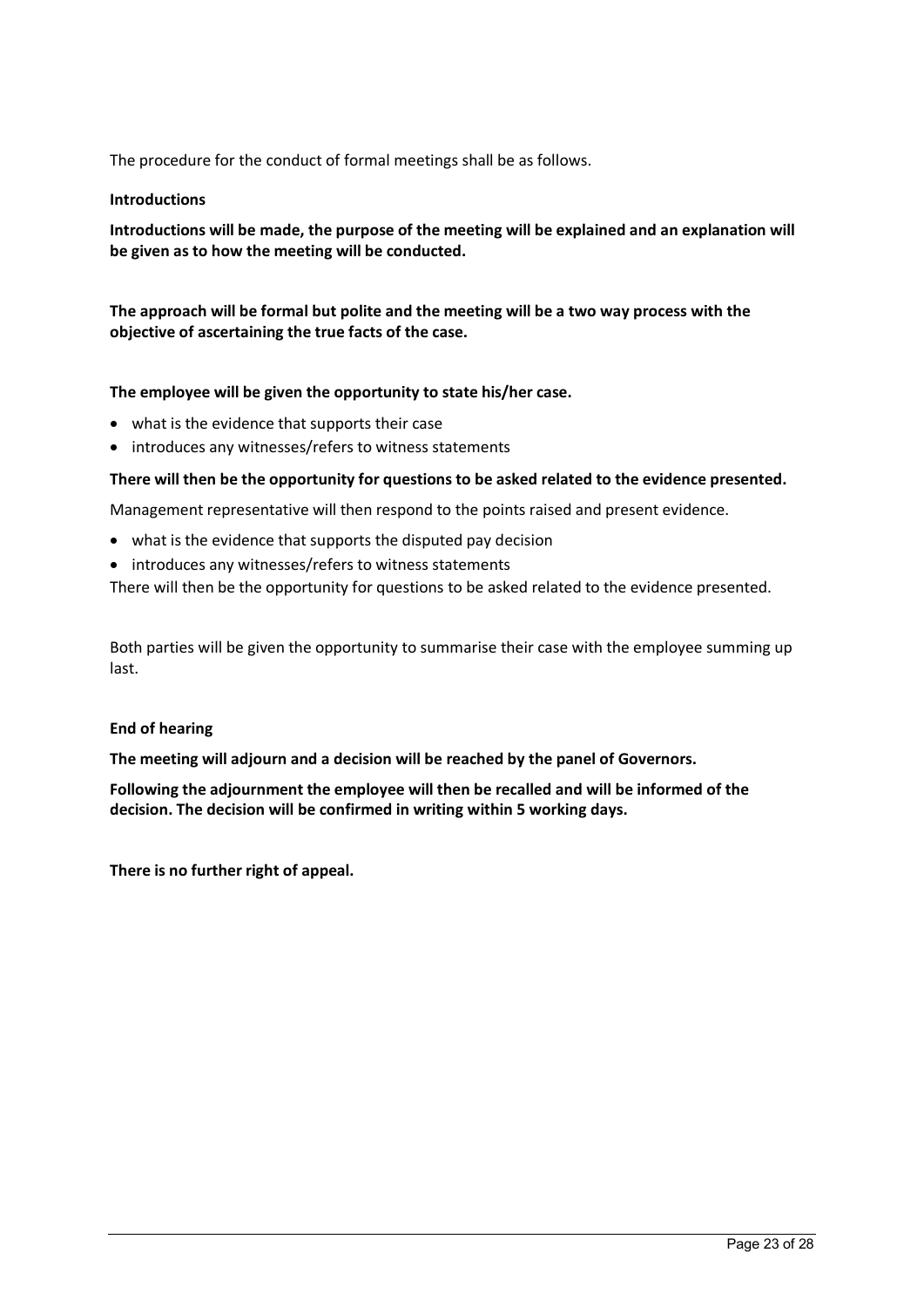The procedure for the conduct of formal meetings shall be as follows.

**Introductions**

**Introductions will be made, the purpose of the meeting will be explained and an explanation will be given as to how the meeting will be conducted.**

**The approach will be formal but polite and the meeting will be a two way process with the objective of ascertaining the true facts of the case.**

**The employee will be given the opportunity to state his/her case.**

- what is the evidence that supports their case
- introduces any witnesses/refers to witness statements

**There will then be the opportunity for questions to be asked related to the evidence presented.**

Management representative will then respond to the points raised and present evidence.

- what is the evidence that supports the disputed pay decision
- introduces any witnesses/refers to witness statements

There will then be the opportunity for questions to be asked related to the evidence presented.

Both parties will be given the opportunity to summarise their case with the employee summing up last.

**End of hearing**

**The meeting will adjourn and a decision will be reached by the panel of Governors.**

**Following the adjournment the employee will then be recalled and will be informed of the decision. The decision will be confirmed in writing within 5 working days.**

**There is no further right of appeal.**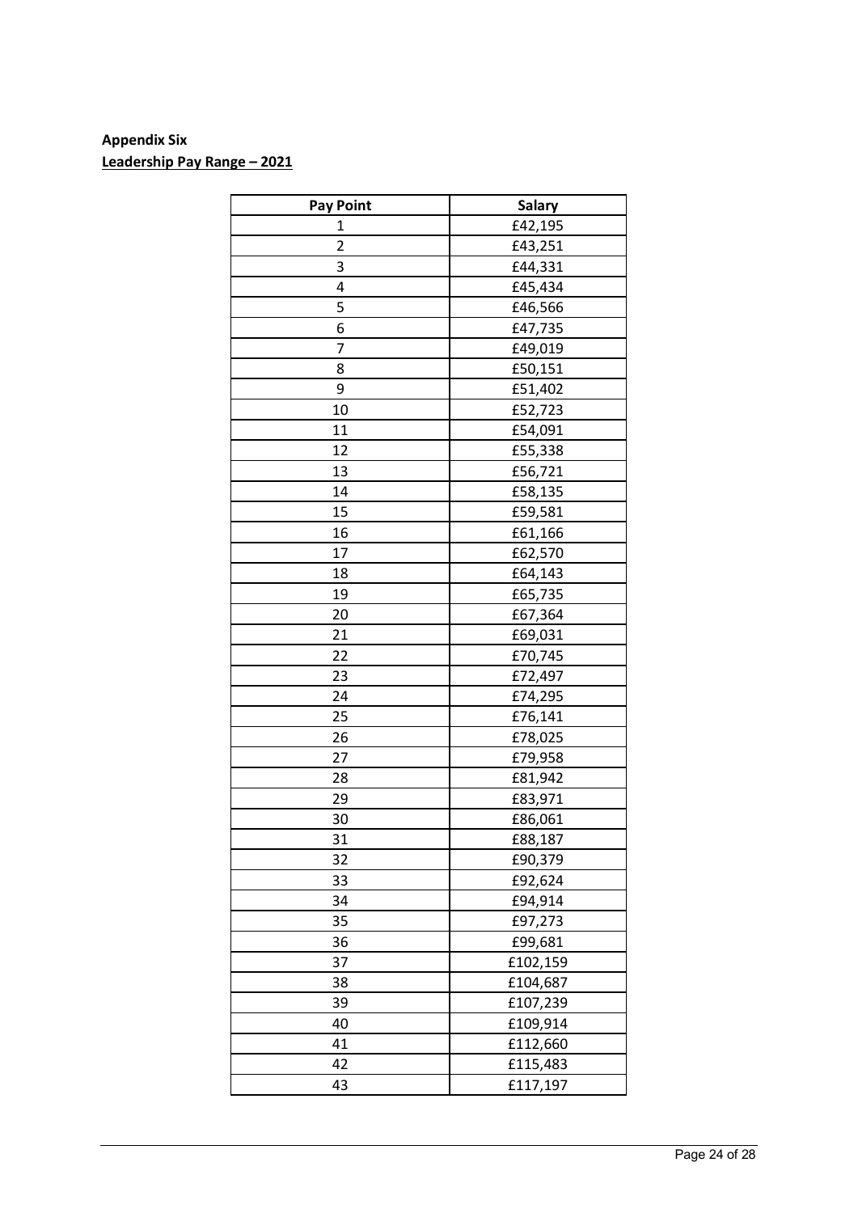**Appendix Six**

**Leadership Pay Range – 2021**

| Pay Point | Salary |
|---|---|
| 1 | £42,195 |
| 2 | £43,251 |
| 3 | £44,331 |
| 4 | £45,434 |
| 5 | £46,566 |
| 6 | £47,735 |
| 7 | £49,019 |
| 8 | £50,151 |
| 9 | £51,402 |
| 10 | £52,723 |
| 11 | £54,091 |
| 12 | £55,338 |
| 13 | £56,721 |
| 14 | £58,135 |
| 15 | £59,581 |
| 16 | £61,166 |
| 17 | £62,570 |
| 18 | £64,143 |
| 19 | £65,735 |
| 20 | £67,364 |
| 21 | £69,031 |
| 22 | £70,745 |
| 23 | £72,497 |
| 24 | £74,295 |
| 25 | £76,141 |
| 26 | £78,025 |
| 27 | £79,958 |
| 28 | £81,942 |
| 29 | £83,971 |
| 30 | £86,061 |
| 31 | £88,187 |
| 32 | £90,379 |
| 33 | £92,624 |
| 34 | £94,914 |
| 35 | £97,273 |
| 36 | £99,681 |
| 37 | £102,159 |
| 38 | £104,687 |
| 39 | £107,239 |
| 40 | £109,914 |
| 41 | £112,660 |
| 42 | £115,483 |
| 43 | £117,197 |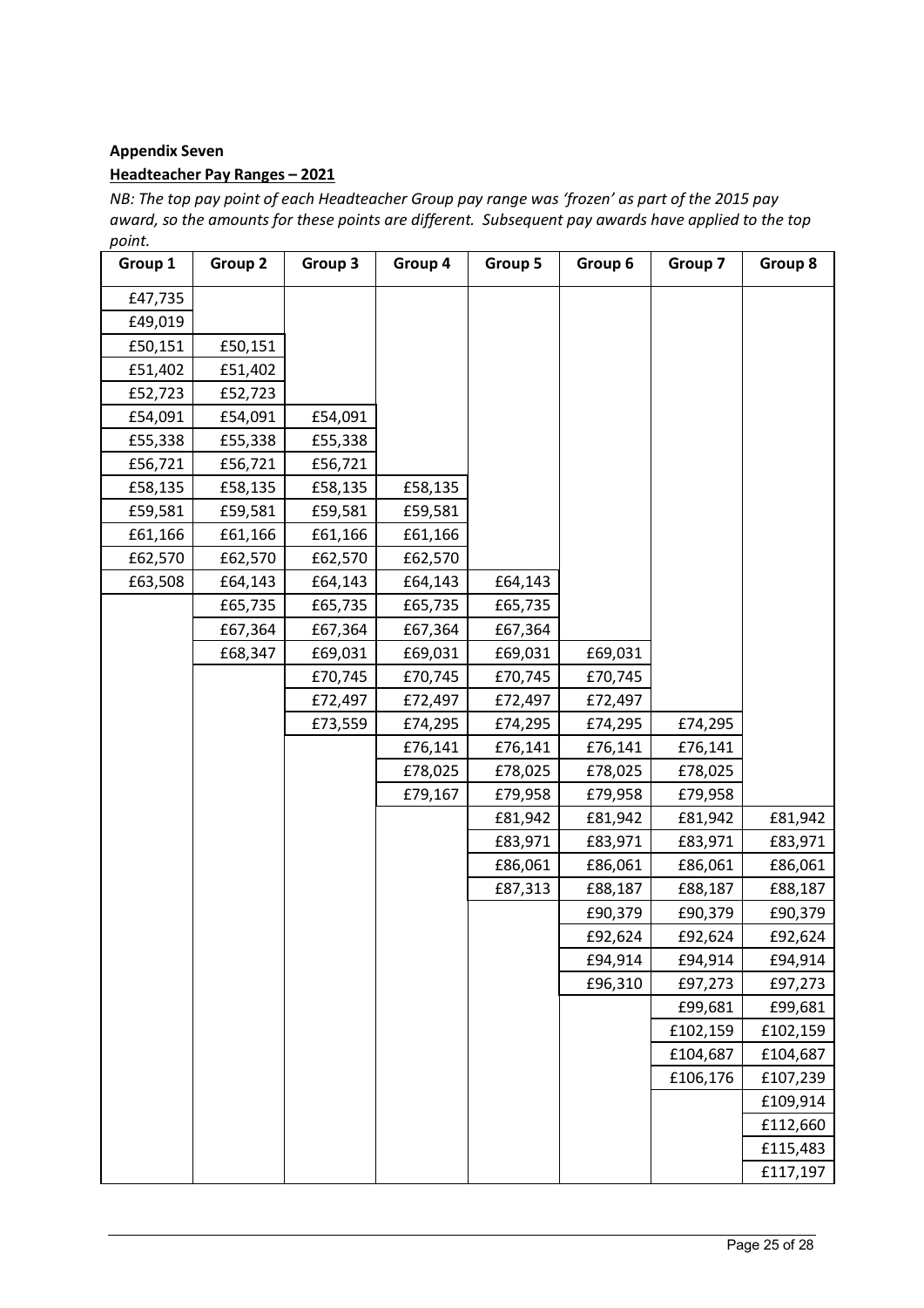**Appendix Seven**

**Headteacher Pay Ranges – 2021**

*NB: The top pay point of each Headteacher Group pay range was 'frozen' as part of the 2015 pay award, so the amounts for these points are different. Subsequent pay awards have applied to the top point.*

| Group 1 | Group 2 | Group 3 | Group 4 | Group 5 | Group 6 | Group 7 | Group 8 |
|---|---|---|---|---|---|---|---|
| £47,735 | | | | | | | |
| £49,019 | | | | | | | |
| £50,151 | £50,151 | | | | | | |
| £51,402 | £51,402 | | | | | | |
| £52,723 | £52,723 | | | | | | |
| £54,091 | £54,091 | £54,091 | | | | | |
| £55,338 | £55,338 | £55,338 | | | | | |
| £56,721 | £56,721 | £56,721 | | | | | |
| £58,135 | £58,135 | £58,135 | £58,135 | | | | |
| £59,581 | £59,581 | £59,581 | £59,581 | | | | |
| £61,166 | £61,166 | £61,166 | £61,166 | | | | |
| £62,570 | £62,570 | £62,570 | £62,570 | | | | |
| £63,508 | £64,143 | £64,143 | £64,143 | £64,143 | | | |
| | £65,735 | £65,735 | £65,735 | £65,735 | | | |
| | £67,364 | £67,364 | £67,364 | £67,364 | | | |
| | £68,347 | £69,031 | £69,031 | £69,031 | £69,031 | | |
| | | £70,745 | £70,745 | £70,745 | £70,745 | | |
| | | £72,497 | £72,497 | £72,497 | £72,497 | | |
| | | £73,559 | £74,295 | £74,295 | £74,295 | £74,295 | |
| | | | £76,141 | £76,141 | £76,141 | £76,141 | |
| | | | £78,025 | £78,025 | £78,025 | £78,025 | |
| | | | £79,167 | £79,958 | £79,958 | £79,958 | |
| | | | | £81,942 | £81,942 | £81,942 | £81,942 |
| | | | | £83,971 | £83,971 | £83,971 | £83,971 |
| | | | | £86,061 | £86,061 | £86,061 | £86,061 |
| | | | | £87,313 | £88,187 | £88,187 | £88,187 |
| | | | | | £90,379 | £90,379 | £90,379 |
| | | | | | £92,624 | £92,624 | £92,624 |
| | | | | | £94,914 | £94,914 | £94,914 |
| | | | | | £96,310 | £97,273 | £97,273 |
| | | | | | | £99,681 | £99,681 |
| | | | | | | £102,159 | £102,159 |
| | | | | | | £104,687 | £104,687 |
| | | | | | | £106,176 | £107,239 |
| | | | | | | | £109,914 |
| | | | | | | | £112,660 |
| | | | | | | | £115,483 |
| | | | | | | | £117,197 |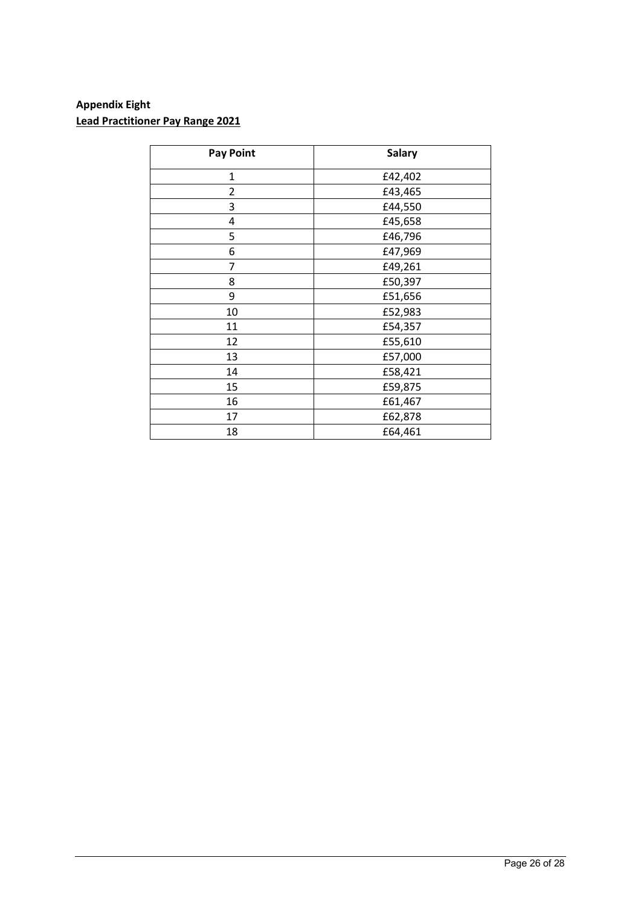**Appendix Eight**

**Lead Practitioner Pay Range 2021**

| Pay Point | Salary |
|---|---|
| 1 | £42,402 |
| 2 | £43,465 |
| 3 | £44,550 |
| 4 | £45,658 |
| 5 | £46,796 |
| 6 | £47,969 |
| 7 | £49,261 |
| 8 | £50,397 |
| 9 | £51,656 |
| 10 | £52,983 |
| 11 | £54,357 |
| 12 | £55,610 |
| 13 | £57,000 |
| 14 | £58,421 |
| 15 | £59,875 |
| 16 | £61,467 |
| 17 | £62,878 |
| 18 | £64,461 |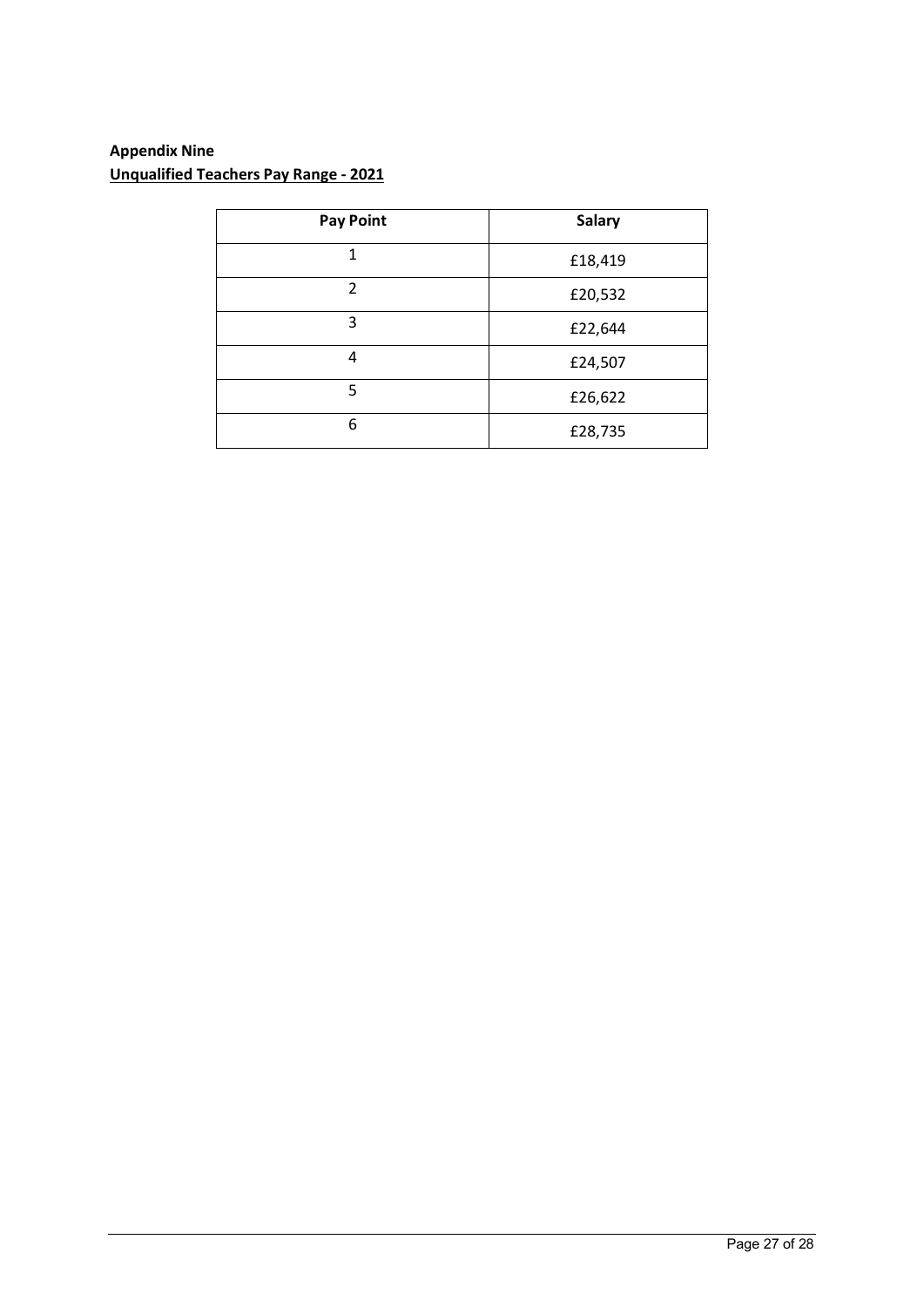**Appendix Nine**

**Unqualified Teachers Pay Range - 2021**

| Pay Point | Salary |
| --- | --- |
| 1 | £18,419 |
| 2 | £20,532 |
| 3 | £22,644 |
| 4 | £24,507 |
| 5 | £26,622 |
| 6 | £28,735 |